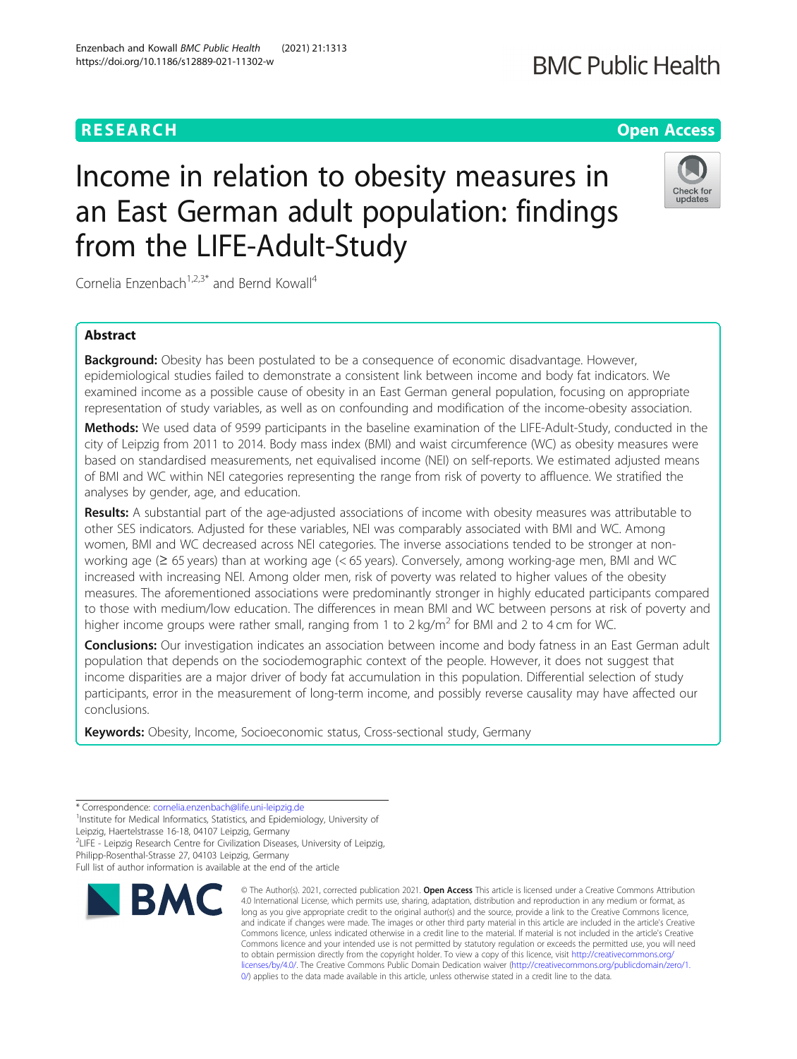RESEARCH

Open Access

# Income in relation to obesity measures in an East German adult population: findings from the LIFE-Adult-Study

Cornelia Enzenbach[1,2,3*] and Bernd Kowall[4]

## Abstract

**Background:** Obesity has been postulated to be a consequence of economic disadvantage. However, epidemiological studies failed to demonstrate a consistent link between income and body fat indicators. We examined income as a possible cause of obesity in an East German general population, focusing on appropriate representation of study variables, as well as on confounding and modification of the income-obesity association.

**Methods:** We used data of 9599 participants in the baseline examination of the LIFE-Adult-Study, conducted in the city of Leipzig from 2011 to 2014. Body mass index (BMI) and waist circumference (WC) as obesity measures were based on standardised measurements, net equivalised income (NEI) on self-reports. We estimated adjusted means of BMI and WC within NEI categories representing the range from risk of poverty to affluence. We stratified the analyses by gender, age, and education.

**Results:** A substantial part of the age-adjusted associations of income with obesity measures was attributable to other SES indicators. Adjusted for these variables, NEI was comparably associated with BMI and WC. Among women, BMI and WC decreased across NEI categories. The inverse associations tended to be stronger at non-working age (≥ 65 years) than at working age (< 65 years). Conversely, among working-age men, BMI and WC increased with increasing NEI. Among older men, risk of poverty was related to higher values of the obesity measures. The aforementioned associations were predominantly stronger in highly educated participants compared to those with medium/low education. The differences in mean BMI and WC between persons at risk of poverty and higher income groups were rather small, ranging from 1 to 2 kg/m$^2$ for BMI and 2 to 4 cm for WC.

**Conclusions:** Our investigation indicates an association between income and body fatness in an East German adult population that depends on the sociodemographic context of the people. However, it does not suggest that income disparities are a major driver of body fat accumulation in this population. Differential selection of study participants, error in the measurement of long-term income, and possibly reverse causality may have affected our conclusions.

**Keywords:** Obesity, Income, Socioeconomic status, Cross-sectional study, Germany

\* Correspondence: cornelia.enzenbach@life.uni-leipzig.de

[1]Institute for Medical Informatics, Statistics, and Epidemiology, University of Leipzig, Haertelstrasse 16-18, 04107 Leipzig, Germany

[2]LIFE - Leipzig Research Centre for Civilization Diseases, University of Leipzig, Philipp-Rosenthal-Strasse 27, 04103 Leipzig, Germany

Full list of author information is available at the end of the article

© The Author(s). 2021, corrected publication 2021. **Open Access** This article is licensed under a Creative Commons Attribution 4.0 International License, which permits use, sharing, adaptation, distribution and reproduction in any medium or format, as long as you give appropriate credit to the original author(s) and the source, provide a link to the Creative Commons licence, and indicate if changes were made. The images or other third party material in this article are included in the article's Creative Commons licence, unless indicated otherwise in a credit line to the material. If material is not included in the article's Creative Commons licence and your intended use is not permitted by statutory regulation or exceeds the permitted use, you will need to obtain permission directly from the copyright holder. To view a copy of this licence, visit http://creativecommons.org/licenses/by/4.0/. The Creative Commons Public Domain Dedication waiver (http://creativecommons.org/publicdomain/zero/1.0/) applies to the data made available in this article, unless otherwise stated in a credit line to the data.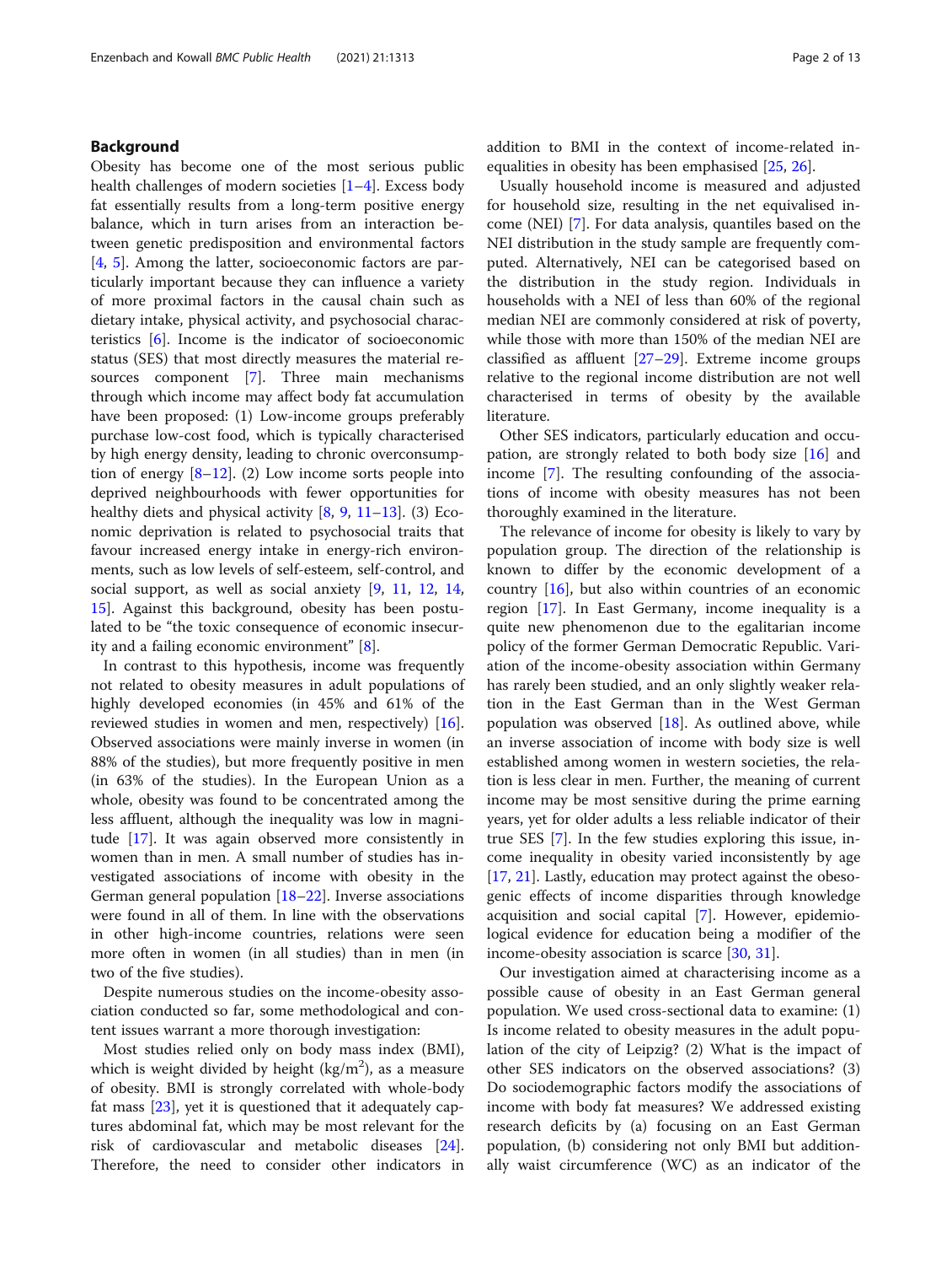## Background

Obesity has become one of the most serious public health challenges of modern societies [1–4]. Excess body fat essentially results from a long-term positive energy balance, which in turn arises from an interaction between genetic predisposition and environmental factors [4, 5]. Among the latter, socioeconomic factors are particularly important because they can influence a variety of more proximal factors in the causal chain such as dietary intake, physical activity, and psychosocial characteristics [6]. Income is the indicator of socioeconomic status (SES) that most directly measures the material resources component [7]. Three main mechanisms through which income may affect body fat accumulation have been proposed: (1) Low-income groups preferably purchase low-cost food, which is typically characterised by high energy density, leading to chronic overconsumption of energy [8–12]. (2) Low income sorts people into deprived neighbourhoods with fewer opportunities for healthy diets and physical activity [8, 9, 11–13]. (3) Economic deprivation is related to psychosocial traits that favour increased energy intake in energy-rich environments, such as low levels of self-esteem, self-control, and social support, as well as social anxiety [9, 11, 12, 14, 15]. Against this background, obesity has been postulated to be "the toxic consequence of economic insecurity and a failing economic environment" [8].

In contrast to this hypothesis, income was frequently not related to obesity measures in adult populations of highly developed economies (in 45% and 61% of the reviewed studies in women and men, respectively) [16]. Observed associations were mainly inverse in women (in 88% of the studies), but more frequently positive in men (in 63% of the studies). In the European Union as a whole, obesity was found to be concentrated among the less affluent, although the inequality was low in magnitude [17]. It was again observed more consistently in women than in men. A small number of studies has investigated associations of income with obesity in the German general population [18–22]. Inverse associations were found in all of them. In line with the observations in other high-income countries, relations were seen more often in women (in all studies) than in men (in two of the five studies).

Despite numerous studies on the income-obesity association conducted so far, some methodological and content issues warrant a more thorough investigation:

Most studies relied only on body mass index (BMI), which is weight divided by height (kg/m$^2$), as a measure of obesity. BMI is strongly correlated with whole-body fat mass [23], yet it is questioned that it adequately captures abdominal fat, which may be most relevant for the risk of cardiovascular and metabolic diseases [24]. Therefore, the need to consider other indicators in addition to BMI in the context of income-related inequalities in obesity has been emphasised [25, 26].

Usually household income is measured and adjusted for household size, resulting in the net equivalised income (NEI) [7]. For data analysis, quantiles based on the NEI distribution in the study sample are frequently computed. Alternatively, NEI can be categorised based on the distribution in the study region. Individuals in households with a NEI of less than 60% of the regional median NEI are commonly considered at risk of poverty, while those with more than 150% of the median NEI are classified as affluent [27–29]. Extreme income groups relative to the regional income distribution are not well characterised in terms of obesity by the available literature.

Other SES indicators, particularly education and occupation, are strongly related to both body size [16] and income [7]. The resulting confounding of the associations of income with obesity measures has not been thoroughly examined in the literature.

The relevance of income for obesity is likely to vary by population group. The direction of the relationship is known to differ by the economic development of a country [16], but also within countries of an economic region [17]. In East Germany, income inequality is a quite new phenomenon due to the egalitarian income policy of the former German Democratic Republic. Variation of the income-obesity association within Germany has rarely been studied, and an only slightly weaker relation in the East German than in the West German population was observed [18]. As outlined above, while an inverse association of income with body size is well established among women in western societies, the relation is less clear in men. Further, the meaning of current income may be most sensitive during the prime earning years, yet for older adults a less reliable indicator of their true SES [7]. In the few studies exploring this issue, income inequality in obesity varied inconsistently by age [17, 21]. Lastly, education may protect against the obesogenic effects of income disparities through knowledge acquisition and social capital [7]. However, epidemiological evidence for education being a modifier of the income-obesity association is scarce [30, 31].

Our investigation aimed at characterising income as a possible cause of obesity in an East German general population. We used cross-sectional data to examine: (1) Is income related to obesity measures in the adult population of the city of Leipzig? (2) What is the impact of other SES indicators on the observed associations? (3) Do sociodemographic factors modify the associations of income with body fat measures? We addressed existing research deficits by (a) focusing on an East German population, (b) considering not only BMI but additionally waist circumference (WC) as an indicator of the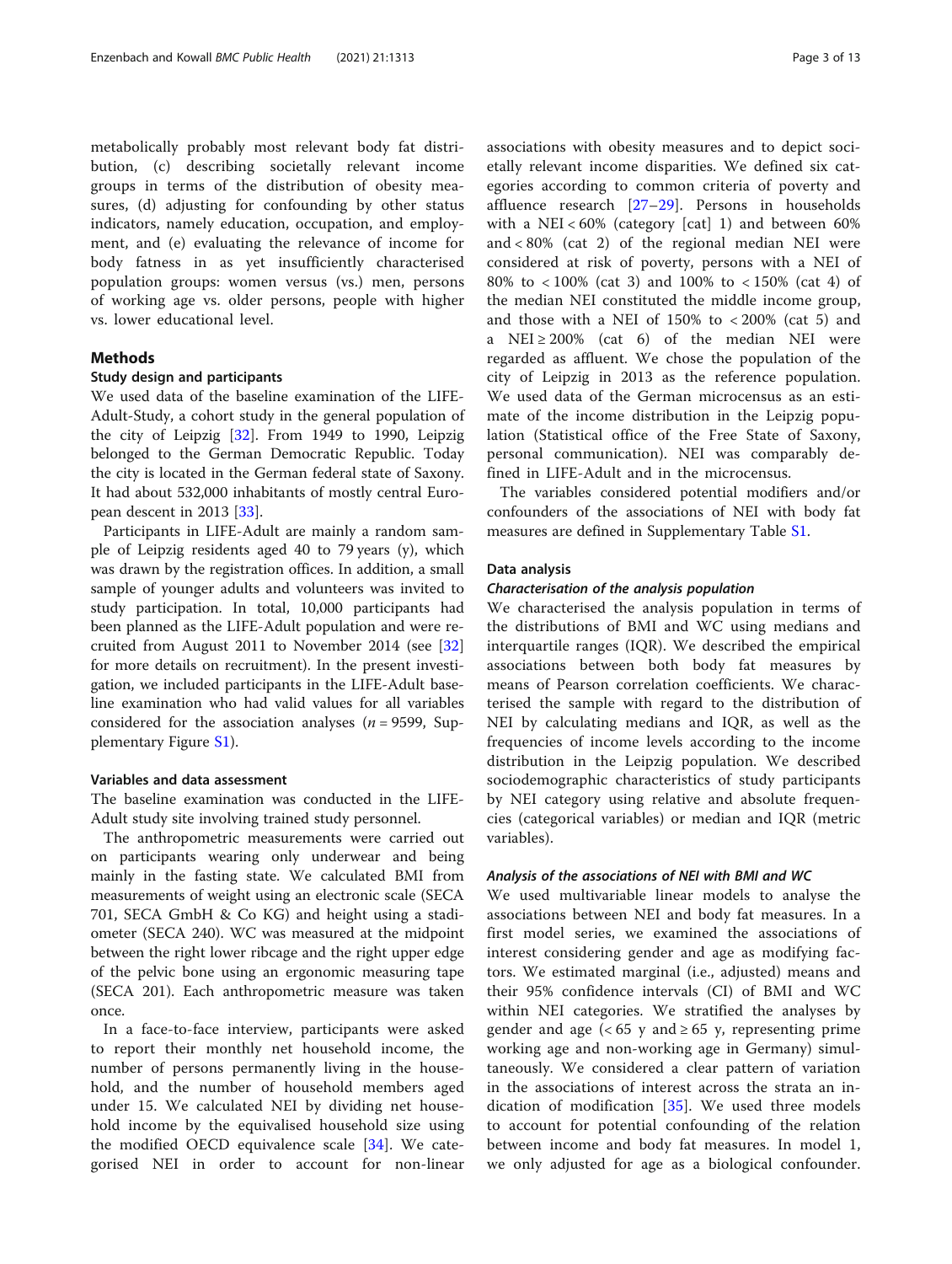metabolically probably most relevant body fat distribution, (c) describing societally relevant income groups in terms of the distribution of obesity measures, (d) adjusting for confounding by other status indicators, namely education, occupation, and employment, and (e) evaluating the relevance of income for body fatness in as yet insufficiently characterised population groups: women versus (vs.) men, persons of working age vs. older persons, people with higher vs. lower educational level.

## Methods

### Study design and participants

We used data of the baseline examination of the LIFE-Adult-Study, a cohort study in the general population of the city of Leipzig [32]. From 1949 to 1990, Leipzig belonged to the German Democratic Republic. Today the city is located in the German federal state of Saxony. It had about 532,000 inhabitants of mostly central European descent in 2013 [33].

Participants in LIFE-Adult are mainly a random sample of Leipzig residents aged 40 to 79 years (y), which was drawn by the registration offices. In addition, a small sample of younger adults and volunteers was invited to study participation. In total, 10,000 participants had been planned as the LIFE-Adult population and were recruited from August 2011 to November 2014 (see [32] for more details on recruitment). In the present investigation, we included participants in the LIFE-Adult baseline examination who had valid values for all variables considered for the association analyses ($n = 9599$, Supplementary Figure S1).

### Variables and data assessment

The baseline examination was conducted in the LIFE-Adult study site involving trained study personnel.

The anthropometric measurements were carried out on participants wearing only underwear and being mainly in the fasting state. We calculated BMI from measurements of weight using an electronic scale (SECA 701, SECA GmbH & Co KG) and height using a stadiometer (SECA 240). WC was measured at the midpoint between the right lower ribcage and the right upper edge of the pelvic bone using an ergonomic measuring tape (SECA 201). Each anthropometric measure was taken once.

In a face-to-face interview, participants were asked to report their monthly net household income, the number of persons permanently living in the household, and the number of household members aged under 15. We calculated NEI by dividing net household income by the equivalised household size using the modified OECD equivalence scale [34]. We categorised NEI in order to account for non-linear associations with obesity measures and to depict societally relevant income disparities. We defined six categories according to common criteria of poverty and affluence research [27–29]. Persons in households with a NEI < 60% (category [cat] 1) and between 60% and < 80% (cat 2) of the regional median NEI were considered at risk of poverty, persons with a NEI of 80% to < 100% (cat 3) and 100% to < 150% (cat 4) of the median NEI constituted the middle income group, and those with a NEI of 150% to < 200% (cat 5) and a NEI ≥ 200% (cat 6) of the median NEI were regarded as affluent. We chose the population of the city of Leipzig in 2013 as the reference population. We used data of the German microcensus as an estimate of the income distribution in the Leipzig population (Statistical office of the Free State of Saxony, personal communication). NEI was comparably defined in LIFE-Adult and in the microcensus.

The variables considered potential modifiers and/or confounders of the associations of NEI with body fat measures are defined in Supplementary Table S1.

### Data analysis

#### *Characterisation of the analysis population*

We characterised the analysis population in terms of the distributions of BMI and WC using medians and interquartile ranges (IQR). We described the empirical associations between both body fat measures by means of Pearson correlation coefficients. We characterised the sample with regard to the distribution of NEI by calculating medians and IQR, as well as the frequencies of income levels according to the income distribution in the Leipzig population. We described sociodemographic characteristics of study participants by NEI category using relative and absolute frequencies (categorical variables) or median and IQR (metric variables).

#### *Analysis of the associations of NEI with BMI and WC*

We used multivariable linear models to analyse the associations between NEI and body fat measures. In a first model series, we examined the associations of interest considering gender and age as modifying factors. We estimated marginal (i.e., adjusted) means and their 95% confidence intervals (CI) of BMI and WC within NEI categories. We stratified the analyses by gender and age (< 65 y and ≥ 65 y, representing prime working age and non-working age in Germany) simultaneously. We considered a clear pattern of variation in the associations of interest across the strata an indication of modification [35]. We used three models to account for potential confounding of the relation between income and body fat measures. In model 1, we only adjusted for age as a biological confounder.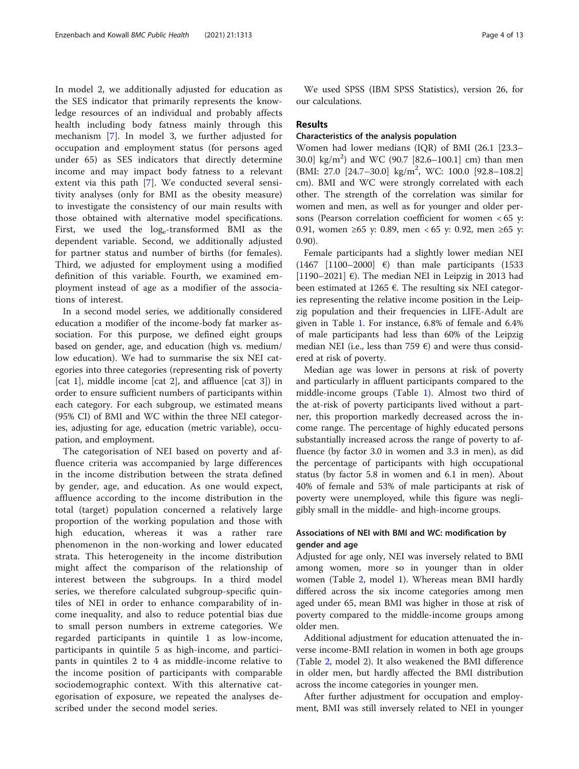In model 2, we additionally adjusted for education as the SES indicator that primarily represents the knowledge resources of an individual and probably affects health including body fatness mainly through this mechanism [7]. In model 3, we further adjusted for occupation and employment status (for persons aged under 65) as SES indicators that directly determine income and may impact body fatness to a relevant extent via this path [7]. We conducted several sensitivity analyses (only for BMI as the obesity measure) to investigate the consistency of our main results with those obtained with alternative model specifications. First, we used the $\log_e$-transformed BMI as the dependent variable. Second, we additionally adjusted for partner status and number of births (for females). Third, we adjusted for employment using a modified definition of this variable. Fourth, we examined employment instead of age as a modifier of the associations of interest.

In a second model series, we additionally considered education a modifier of the income-body fat marker association. For this purpose, we defined eight groups based on gender, age, and education (high vs. medium/low education). We had to summarise the six NEI categories into three categories (representing risk of poverty [cat 1], middle income [cat 2], and affluence [cat 3]) in order to ensure sufficient numbers of participants within each category. For each subgroup, we estimated means (95% CI) of BMI and WC within the three NEI categories, adjusting for age, education (metric variable), occupation, and employment.

The categorisation of NEI based on poverty and affluence criteria was accompanied by large differences in the income distribution between the strata defined by gender, age, and education. As one would expect, affluence according to the income distribution in the total (target) population concerned a relatively large proportion of the working population and those with high education, whereas it was a rather rare phenomenon in the non-working and lower educated strata. This heterogeneity in the income distribution might affect the comparison of the relationship of interest between the subgroups. In a third model series, we therefore calculated subgroup-specific quintiles of NEI in order to enhance comparability of income inequality, and also to reduce potential bias due to small person numbers in extreme categories. We regarded participants in quintile 1 as low-income, participants in quintile 5 as high-income, and participants in quintiles 2 to 4 as middle-income relative to the income position of participants with comparable sociodemographic context. With this alternative categorisation of exposure, we repeated the analyses described under the second model series.

We used SPSS (IBM SPSS Statistics), version 26, for our calculations.

## Results

### Characteristics of the analysis population

Women had lower medians (IQR) of BMI (26.1 [23.3–30.0] $kg/m^2$) and WC (90.7 [82.6–100.1] cm) than men (BMI: 27.0 [24.7–30.0] $kg/m^2$, WC: 100.0 [92.8–108.2] cm). BMI and WC were strongly correlated with each other. The strength of the correlation was similar for women and men, as well as for younger and older persons (Pearson correlation coefficient for women < 65 y: 0.91, women ≥65 y: 0.89, men < 65 y: 0.92, men ≥65 y: 0.90).

Female participants had a slightly lower median NEI (1467 [1100–2000] €) than male participants (1533 [1190–2021] €). The median NEI in Leipzig in 2013 had been estimated at 1265 €. The resulting six NEI categories representing the relative income position in the Leipzig population and their frequencies in LIFE-Adult are given in Table 1. For instance, 6.8% of female and 6.4% of male participants had less than 60% of the Leipzig median NEI (i.e., less than 759 €) and were thus considered at risk of poverty.

Median age was lower in persons at risk of poverty and particularly in affluent participants compared to the middle-income groups (Table 1). Almost two third of the at-risk of poverty participants lived without a partner, this proportion markedly decreased across the income range. The percentage of highly educated persons substantially increased across the range of poverty to affluence (by factor 3.0 in women and 3.3 in men), as did the percentage of participants with high occupational status (by factor 5.8 in women and 6.1 in men). About 40% of female and 53% of male participants at risk of poverty were unemployed, while this figure was negligibly small in the middle- and high-income groups.

### Associations of NEI with BMI and WC: modification by gender and age

Adjusted for age only, NEI was inversely related to BMI among women, more so in younger than in older women (Table 2, model 1). Whereas mean BMI hardly differed across the six income categories among men aged under 65, mean BMI was higher in those at risk of poverty compared to the middle-income groups among older men.

Additional adjustment for education attenuated the inverse income-BMI relation in women in both age groups (Table 2, model 2). It also weakened the BMI difference in older men, but hardly affected the BMI distribution across the income categories in younger men.

After further adjustment for occupation and employment, BMI was still inversely related to NEI in younger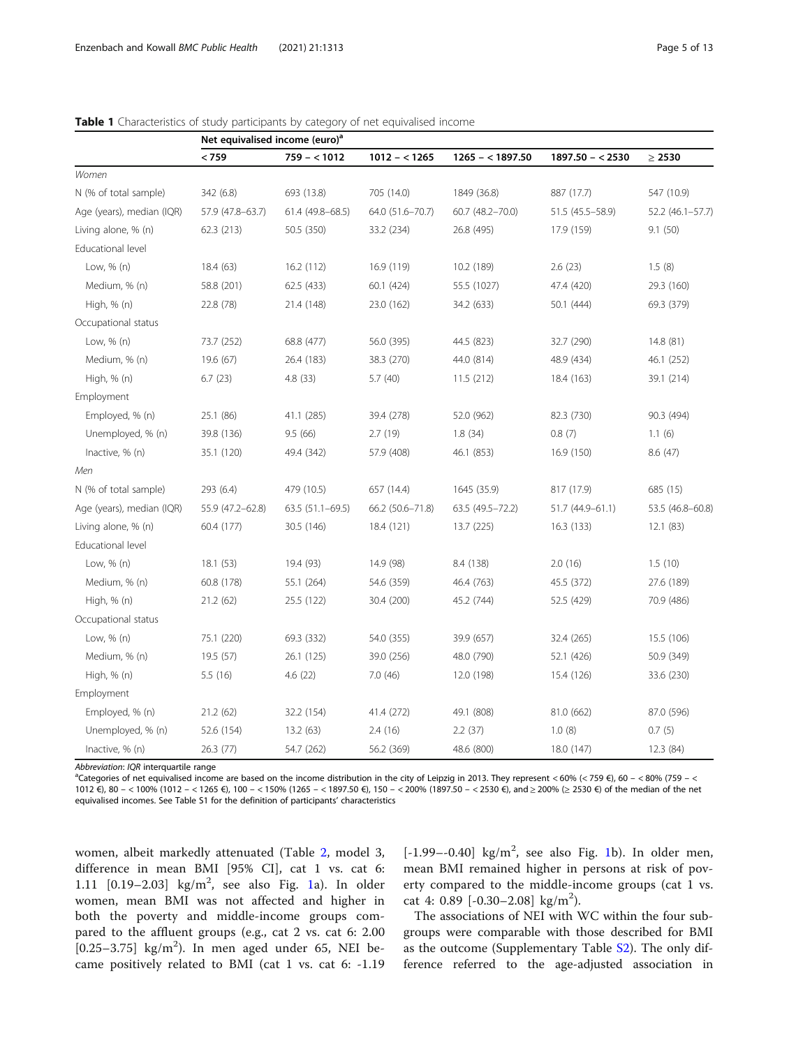**Table 1** Characteristics of study participants by category of net equivalised income

| | Net equivalised income (euro)[a] | | | | | |
|---|---|---|---|---|---|---|
| | < 759 | 759 – < 1012 | 1012 – < 1265 | 1265 – < 1897.50 | 1897.50 – < 2530 | ≥ 2530 |
| *Women* | | | | | | |
| N (% of total sample) | 342 (6.8) | 693 (13.8) | 705 (14.0) | 1849 (36.8) | 887 (17.7) | 547 (10.9) |
| Age (years), median (IQR) | 57.9 (47.8–63.7) | 61.4 (49.8–68.5) | 64.0 (51.6–70.7) | 60.7 (48.2–70.0) | 51.5 (45.5–58.9) | 52.2 (46.1–57.7) |
| Living alone, % (n) | 62.3 (213) | 50.5 (350) | 33.2 (234) | 26.8 (495) | 17.9 (159) | 9.1 (50) |
| Educational level | | | | | | |
| Low, % (n) | 18.4 (63) | 16.2 (112) | 16.9 (119) | 10.2 (189) | 2.6 (23) | 1.5 (8) |
| Medium, % (n) | 58.8 (201) | 62.5 (433) | 60.1 (424) | 55.5 (1027) | 47.4 (420) | 29.3 (160) |
| High, % (n) | 22.8 (78) | 21.4 (148) | 23.0 (162) | 34.2 (633) | 50.1 (444) | 69.3 (379) |
| Occupational status | | | | | | |
| Low, % (n) | 73.7 (252) | 68.8 (477) | 56.0 (395) | 44.5 (823) | 32.7 (290) | 14.8 (81) |
| Medium, % (n) | 19.6 (67) | 26.4 (183) | 38.3 (270) | 44.0 (814) | 48.9 (434) | 46.1 (252) |
| High, % (n) | 6.7 (23) | 4.8 (33) | 5.7 (40) | 11.5 (212) | 18.4 (163) | 39.1 (214) |
| Employment | | | | | | |
| Employed, % (n) | 25.1 (86) | 41.1 (285) | 39.4 (278) | 52.0 (962) | 82.3 (730) | 90.3 (494) |
| Unemployed, % (n) | 39.8 (136) | 9.5 (66) | 2.7 (19) | 1.8 (34) | 0.8 (7) | 1.1 (6) |
| Inactive, % (n) | 35.1 (120) | 49.4 (342) | 57.9 (408) | 46.1 (853) | 16.9 (150) | 8.6 (47) |
| *Men* | | | | | | |
| N (% of total sample) | 293 (6.4) | 479 (10.5) | 657 (14.4) | 1645 (35.9) | 817 (17.9) | 685 (15) |
| Age (years), median (IQR) | 55.9 (47.2–62.8) | 63.5 (51.1–69.5) | 66.2 (50.6–71.8) | 63.5 (49.5–72.2) | 51.7 (44.9–61.1) | 53.5 (46.8–60.8) |
| Living alone, % (n) | 60.4 (177) | 30.5 (146) | 18.4 (121) | 13.7 (225) | 16.3 (133) | 12.1 (83) |
| Educational level | | | | | | |
| Low, % (n) | 18.1 (53) | 19.4 (93) | 14.9 (98) | 8.4 (138) | 2.0 (16) | 1.5 (10) |
| Medium, % (n) | 60.8 (178) | 55.1 (264) | 54.6 (359) | 46.4 (763) | 45.5 (372) | 27.6 (189) |
| High, % (n) | 21.2 (62) | 25.5 (122) | 30.4 (200) | 45.2 (744) | 52.5 (429) | 70.9 (486) |
| Occupational status | | | | | | |
| Low, % (n) | 75.1 (220) | 69.3 (332) | 54.0 (355) | 39.9 (657) | 32.4 (265) | 15.5 (106) |
| Medium, % (n) | 19.5 (57) | 26.1 (125) | 39.0 (256) | 48.0 (790) | 52.1 (426) | 50.9 (349) |
| High, % (n) | 5.5 (16) | 4.6 (22) | 7.0 (46) | 12.0 (198) | 15.4 (126) | 33.6 (230) |
| Employment | | | | | | |
| Employed, % (n) | 21.2 (62) | 32.2 (154) | 41.4 (272) | 49.1 (808) | 81.0 (662) | 87.0 (596) |
| Unemployed, % (n) | 52.6 (154) | 13.2 (63) | 2.4 (16) | 2.2 (37) | 1.0 (8) | 0.7 (5) |
| Inactive, % (n) | 26.3 (77) | 54.7 (262) | 56.2 (369) | 48.6 (800) | 18.0 (147) | 12.3 (84) |

*Abbreviation*: *IQR* interquartile range

[a]Categories of net equivalised income are based on the income distribution in the city of Leipzig in 2013. They represent < 60% (< 759 €), 60 – < 80% (759 – < 1012 €), 80 – < 100% (1012 – < 1265 €), 100 – < 150% (1265 – < 1897.50 €), 150 – < 200% (1897.50 – < 2530 €), and ≥ 200% (≥ 2530 €) of the median of the net equivalised incomes. See Table S1 for the definition of participants' characteristics

women, albeit markedly attenuated (Table 2, model 3, difference in mean BMI [95% CI], cat 1 vs. cat 6: 1.11 [0.19–2.03] kg/m$^2$, see also Fig. 1a). In older women, mean BMI was not affected and higher in both the poverty and middle-income groups compared to the affluent groups (e.g., cat 2 vs. cat 6: 2.00 [0.25–3.75] kg/m$^2$). In men aged under 65, NEI became positively related to BMI (cat 1 vs. cat 6: -1.19 [-1.99–-0.40] kg/m$^2$, see also Fig. 1b). In older men, mean BMI remained higher in persons at risk of poverty compared to the middle-income groups (cat 1 vs. cat 4: 0.89 [-0.30–2.08] kg/m$^2$).

The associations of NEI with WC within the four subgroups were comparable with those described for BMI as the outcome (Supplementary Table S2). The only difference referred to the age-adjusted association in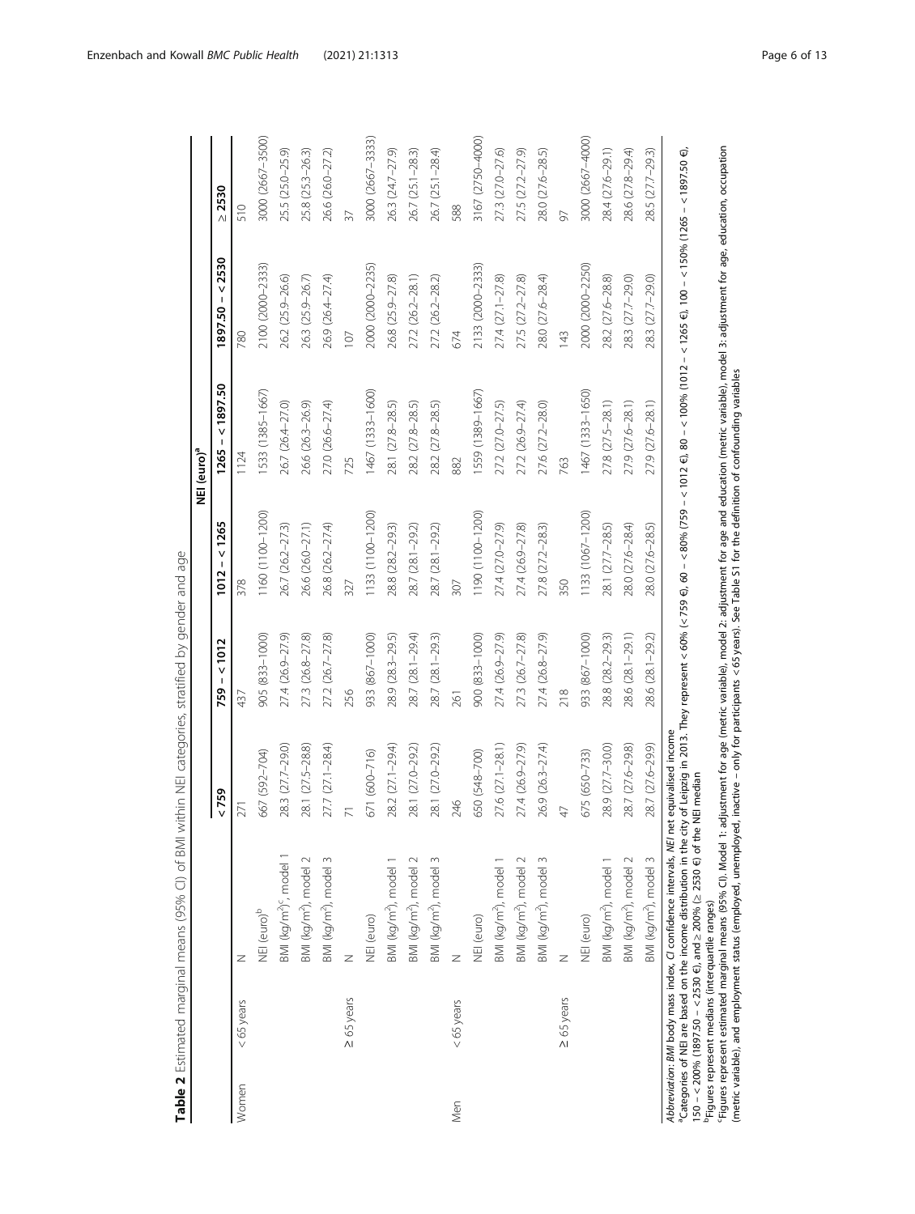**Table 2** Estimated marginal means (95% CI) of BMI within NEI categories, stratified by gender and age

| | | | NEI (euro)[a] | | | | |
|---|---|---|---|---|---|---|---|
| | | | < 759 | 759 – < 1012 | 1012 – < 1265 | 1265 – < 1897.50 | 1897.50 – < 2530 | ≥ 2530 |
| Women | < 65 years | N | 271 | 437 | 378 | 1124 | 780 | 510 |
| | | NEI (euro)[b] | 667 (592–704) | 905 (833–1000) | 1160 (1100–1200) | 1533 (1385–1667) | 2100 (2000–2333) | 3000 (2667–3500) |
| | | BMI (kg/m$^2$)[c], model 1 | 28.3 (27.7–29.0) | 27.4 (26.9–27.9) | 26.7 (26.2–27.3) | 26.7 (26.4–27.0) | 26.2 (25.9–26.6) | 25.5 (25.0–25.9) |
| | | BMI (kg/m$^2$), model 2 | 28.1 (27.5–28.8) | 27.3 (26.8–27.8) | 26.6 (26.0–27.1) | 26.6 (26.3–26.9) | 26.3 (25.9–26.7) | 25.8 (25.3–26.3) |
| | | BMI (kg/m$^2$), model 3 | 27.7 (27.1–28.4) | 27.2 (26.7–27.8) | 26.8 (26.2–27.4) | 27.0 (26.6–27.4) | 26.9 (26.4–27.4) | 26.6 (26.0–27.2) |
| | ≥ 65 years | N | 71 | 256 | 327 | 725 | 107 | 37 |
| | | NEI (euro) | 671 (600–716) | 933 (867–1000) | 1133 (1100–1200) | 1467 (1333–1600) | 2000 (2000–2235) | 3000 (2667–3333) |
| | | BMI (kg/m$^2$), model 1 | 28.2 (27.1–29.4) | 28.9 (28.3–29.5) | 28.8 (28.2–29.3) | 28.1 (27.8–28.5) | 26.8 (25.9–27.8) | 26.3 (24.7–27.9) |
| | | BMI (kg/m$^2$), model 2 | 28.1 (27.0–29.2) | 28.7 (28.1–29.4) | 28.7 (28.1–29.2) | 28.2 (27.8–28.5) | 27.2 (26.2–28.1) | 26.7 (25.1–28.3) |
| | | BMI (kg/m$^2$), model 3 | 28.1 (27.0–29.2) | 28.7 (28.1–29.3) | 28.7 (28.1–29.2) | 28.2 (27.8–28.5) | 27.2 (26.2–28.2) | 26.7 (25.1–28.4) |
| Men | < 65 years | N | 246 | 261 | 307 | 882 | 674 | 588 |
| | | NEI (euro) | 650 (548–700) | 900 (833–1000) | 1190 (1100–1200) | 1559 (1389–1667) | 2133 (2000–2333) | 3167 (2750–4000) |
| | | BMI (kg/m$^2$), model 1 | 27.6 (27.1–28.1) | 27.4 (26.9–27.9) | 27.4 (27.0–27.9) | 27.2 (27.0–27.5) | 27.4 (27.1–27.8) | 27.3 (27.0–27.6) |
| | | BMI (kg/m$^2$), model 2 | 27.4 (26.9–27.9) | 27.3 (26.7–27.8) | 27.4 (26.9–27.8) | 27.2 (26.9–27.4) | 27.5 (27.2–27.8) | 27.5 (27.2–27.9) |
| | | BMI (kg/m$^2$), model 3 | 26.9 (26.3–27.4) | 27.4 (26.8–27.9) | 27.8 (27.2–28.3) | 27.6 (27.2–28.0) | 28.0 (27.6–28.4) | 28.0 (27.6–28.5) |
| | ≥ 65 years | N | 47 | 218 | 350 | 763 | 143 | 97 |
| | | NEI (euro) | 675 (650–733) | 933 (867–1000) | 1133 (1067–1200) | 1467 (1333–1650) | 2000 (2000–2250) | 3000 (2667–4000) |
| | | BMI (kg/m$^2$), model 1 | 28.9 (27.7–30.0) | 28.8 (28.2–29.3) | 28.1 (27.7–28.5) | 27.8 (27.5–28.1) | 28.2 (27.6–28.8) | 28.4 (27.6–29.1) |
| | | BMI (kg/m$^2$), model 2 | 28.7 (27.6–29.8) | 28.6 (28.1–29.1) | 28.0 (27.6–28.4) | 27.9 (27.6–28.1) | 28.3 (27.7–29.0) | 28.6 (27.8–29.4) |
| | | BMI (kg/m$^2$), model 3 | 28.7 (27.6–29.9) | 28.6 (28.1–29.2) | 28.0 (27.6–28.5) | 27.9 (27.6–28.1) | 28.3 (27.7–29.0) | 28.5 (27.7–29.3) |

Abbreviation: *BMI* body mass index, *CI* confidence intervals, *NEI* net equivalised income

[a]Categories of NEI are based on the income distribution in the city of Leipzig in 2013. They represent < 60% (< 759 €), 60 – < 80% (759 – < 1012 €), 80 – < 100% (1012 – < 1265 €), 100 – < 150% (1265 – < 1897.50 €), 150 – < 200% (1897.50 – < 2530 €), and ≥ 200% (≥ 2530 €) of the NEI median

[b]Figures represent medians (interquartile ranges)

[c]Figures represent estimated marginal means (95% CI). Model 1: adjustment for age (metric variable), model 2: adjustment for age and education (metric variable), model 3: adjustment for age, education, occupation (metric variable), and employment status (employed, unemployed, inactive – only for participants < 65 years). See Table S1 for the definition of confounding variables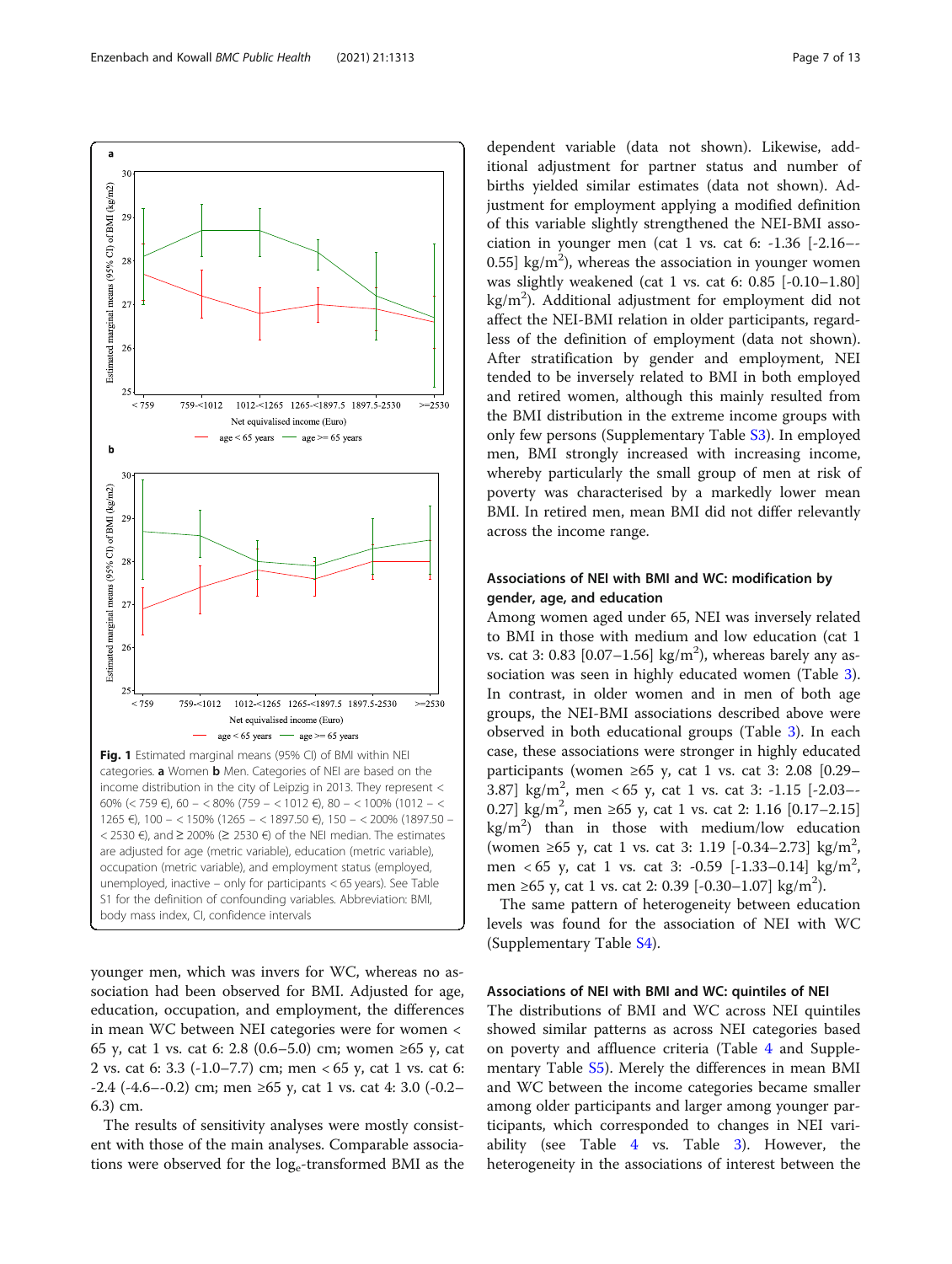Fig. 1 Estimated marginal means (95% CI) of BMI within NEI categories. **a** Women **b** Men. Categories of NEI are based on the income distribution in the city of Leipzig in 2013. They represent < 60% (< 759 €), 60 – < 80% (759 – < 1012 €), 80 – < 100% (1012 – < 1265 €), 100 – < 150% (1265 – < 1897.50 €), 150 – < 200% (1897.50 – < 2530 €), and ≥ 200% (≥ 2530 €) of the NEI median. The estimates are adjusted for age (metric variable), education (metric variable), occupation (metric variable), and employment status (employed, unemployed, inactive – only for participants < 65 years). See Table S1 for the definition of confounding variables. Abbreviation: BMI, body mass index, CI, confidence intervals

younger men, which was invers for WC, whereas no association had been observed for BMI. Adjusted for age, education, occupation, and employment, the differences in mean WC between NEI categories were for women < 65 y, cat 1 vs. cat 6: 2.8 (0.6–5.0) cm; women ≥65 y, cat 2 vs. cat 6: 3.3 (-1.0–7.7) cm; men < 65 y, cat 1 vs. cat 6: -2.4 (-4.6–-0.2) cm; men ≥65 y, cat 1 vs. cat 4: 3.0 (-0.2–6.3) cm.

The results of sensitivity analyses were mostly consistent with those of the main analyses. Comparable associations were observed for the $\log_e$-transformed BMI as the dependent variable (data not shown). Likewise, additional adjustment for partner status and number of births yielded similar estimates (data not shown). Adjustment for employment applying a modified definition of this variable slightly strengthened the NEI-BMI association in younger men (cat 1 vs. cat 6: -1.36 [-2.16–-0.55] kg/m$^2$), whereas the association in younger women was slightly weakened (cat 1 vs. cat 6: 0.85 [-0.10–1.80] kg/m$^2$). Additional adjustment for employment did not affect the NEI-BMI relation in older participants, regardless of the definition of employment (data not shown). After stratification by gender and employment, NEI tended to be inversely related to BMI in both employed and retired women, although this mainly resulted from the BMI distribution in the extreme income groups with only few persons (Supplementary Table S3). In employed men, BMI strongly increased with increasing income, whereby particularly the small group of men at risk of poverty was characterised by a markedly lower mean BMI. In retired men, mean BMI did not differ relevantly across the income range.

### Associations of NEI with BMI and WC: modification by gender, age, and education

Among women aged under 65, NEI was inversely related to BMI in those with medium and low education (cat 1 vs. cat 3: 0.83 [0.07–1.56] kg/m$^2$), whereas barely any association was seen in highly educated women (Table 3). In contrast, in older women and in men of both age groups, the NEI-BMI associations described above were observed in both educational groups (Table 3). In each case, these associations were stronger in highly educated participants (women ≥65 y, cat 1 vs. cat 3: 2.08 [0.29–3.87] kg/m$^2$, men < 65 y, cat 1 vs. cat 3: -1.15 [-2.03–-0.27] kg/m$^2$, men ≥65 y, cat 1 vs. cat 2: 1.16 [0.17–2.15] kg/m$^2$) than in those with medium/low education (women ≥65 y, cat 1 vs. cat 3: 1.19 [-0.34–2.73] kg/m$^2$, men < 65 y, cat 1 vs. cat 3: -0.59 [-1.33–0.14] kg/m$^2$, men ≥65 y, cat 1 vs. cat 2: 0.39 [-0.30–1.07] kg/m$^2$).

The same pattern of heterogeneity between education levels was found for the association of NEI with WC (Supplementary Table S4).

### Associations of NEI with BMI and WC: quintiles of NEI

The distributions of BMI and WC across NEI quintiles showed similar patterns as across NEI categories based on poverty and affluence criteria (Table 4 and Supplementary Table S5). Merely the differences in mean BMI and WC between the income categories became smaller among older participants and larger among younger participants, which corresponded to changes in NEI variability (see Table 4 vs. Table 3). However, the heterogeneity in the associations of interest between the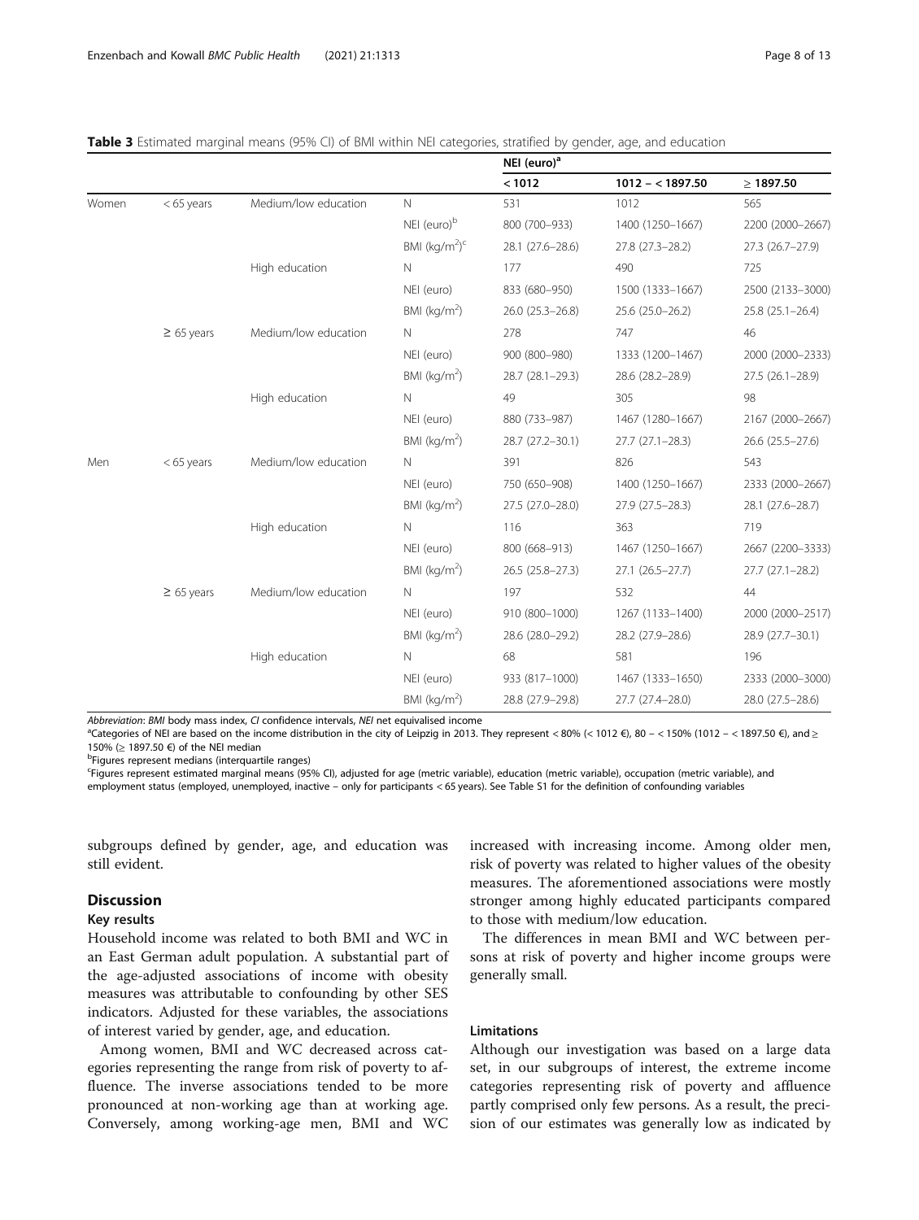**Table 3** Estimated marginal means (95% CI) of BMI within NEI categories, stratified by gender, age, and education

| | | | | NEI (euro)[a] | | |
|---|---|---|---|---|---|---|
| | | | | < 1012 | 1012 – < 1897.50 | ≥ 1897.50 |
| Women | < 65 years | Medium/low education | N | 531 | 1012 | 565 |
| | | | NEI (euro)[b] | 800 (700–933) | 1400 (1250–1667) | 2200 (2000–2667) |
| | | | BMI (kg/m$^2$)[c] | 28.1 (27.6–28.6) | 27.8 (27.3–28.2) | 27.3 (26.7–27.9) |
| | | High education | N | 177 | 490 | 725 |
| | | | NEI (euro) | 833 (680–950) | 1500 (1333–1667) | 2500 (2133–3000) |
| | | | BMI (kg/m$^2$) | 26.0 (25.3–26.8) | 25.6 (25.0–26.2) | 25.8 (25.1–26.4) |
| | ≥ 65 years | Medium/low education | N | 278 | 747 | 46 |
| | | | NEI (euro) | 900 (800–980) | 1333 (1200–1467) | 2000 (2000–2333) |
| | | | BMI (kg/m$^2$) | 28.7 (28.1–29.3) | 28.6 (28.2–28.9) | 27.5 (26.1–28.9) |
| | | High education | N | 49 | 305 | 98 |
| | | | NEI (euro) | 880 (733–987) | 1467 (1280–1667) | 2167 (2000–2667) |
| | | | BMI (kg/m$^2$) | 28.7 (27.2–30.1) | 27.7 (27.1–28.3) | 26.6 (25.5–27.6) |
| Men | < 65 years | Medium/low education | N | 391 | 826 | 543 |
| | | | NEI (euro) | 750 (650–908) | 1400 (1250–1667) | 2333 (2000–2667) |
| | | | BMI (kg/m$^2$) | 27.5 (27.0–28.0) | 27.9 (27.5–28.3) | 28.1 (27.6–28.7) |
| | | High education | N | 116 | 363 | 719 |
| | | | NEI (euro) | 800 (668–913) | 1467 (1250–1667) | 2667 (2200–3333) |
| | | | BMI (kg/m$^2$) | 26.5 (25.8–27.3) | 27.1 (26.5–27.7) | 27.7 (27.1–28.2) |
| | ≥ 65 years | Medium/low education | N | 197 | 532 | 44 |
| | | | NEI (euro) | 910 (800–1000) | 1267 (1133–1400) | 2000 (2000–2517) |
| | | | BMI (kg/m$^2$) | 28.6 (28.0–29.2) | 28.2 (27.9–28.6) | 28.9 (27.7–30.1) |
| | | High education | N | 68 | 581 | 196 |
| | | | NEI (euro) | 933 (817–1000) | 1467 (1333–1650) | 2333 (2000–3000) |
| | | | BMI (kg/m$^2$) | 28.8 (27.9–29.8) | 27.7 (27.4–28.0) | 28.0 (27.5–28.6) |

*Abbreviation*: *BMI* body mass index, *CI* confidence intervals, *NEI* net equivalised income

[a]Categories of NEI are based on the income distribution in the city of Leipzig in 2013. They represent < 80% (< 1012 €), 80 – < 150% (1012 – < 1897.50 €), and ≥ 150% (≥ 1897.50 €) of the NEI median

[b]Figures represent medians (interquartile ranges)

[c]Figures represent estimated marginal means (95% CI), adjusted for age (metric variable), education (metric variable), occupation (metric variable), and employment status (employed, unemployed, inactive – only for participants < 65 years). See Table S1 for the definition of confounding variables

subgroups defined by gender, age, and education was still evident.

## Discussion

### Key results

Household income was related to both BMI and WC in an East German adult population. A substantial part of the age-adjusted associations of income with obesity measures was attributable to confounding by other SES indicators. Adjusted for these variables, the associations of interest varied by gender, age, and education.

Among women, BMI and WC decreased across categories representing the range from risk of poverty to affluence. The inverse associations tended to be more pronounced at non-working age than at working age. Conversely, among working-age men, BMI and WC increased with increasing income. Among older men, risk of poverty was related to higher values of the obesity measures. The aforementioned associations were mostly stronger among highly educated participants compared to those with medium/low education.

The differences in mean BMI and WC between persons at risk of poverty and higher income groups were generally small.

### Limitations

Although our investigation was based on a large data set, in our subgroups of interest, the extreme income categories representing risk of poverty and affluence partly comprised only few persons. As a result, the precision of our estimates was generally low as indicated by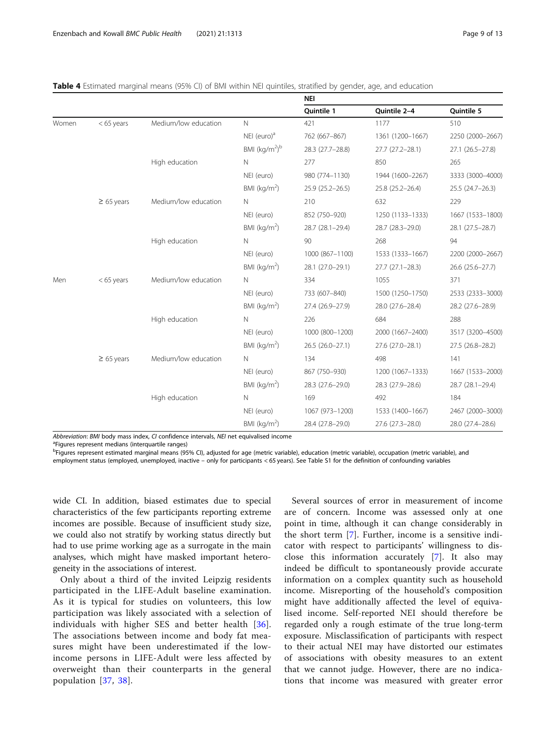**Table 4** Estimated marginal means (95% CI) of BMI within NEI quintiles, stratified by gender, age, and education

| | | | | NEI | | |
|---|---|---|---|---|---|---|
| | | | | Quintile 1 | Quintile 2–4 | Quintile 5 |
| Women | < 65 years | Medium/low education | N | 421 | 1177 | 510 |
| | | | NEI (euro)[a] | 762 (667–867) | 1361 (1200–1667) | 2250 (2000–2667) |
| | | | BMI (kg/m$^2$)[b] | 28.3 (27.7–28.8) | 27.7 (27.2–28.1) | 27.1 (26.5–27.8) |
| | | High education | N | 277 | 850 | 265 |
| | | | NEI (euro) | 980 (774–1130) | 1944 (1600–2267) | 3333 (3000–4000) |
| | | | BMI (kg/m$^2$) | 25.9 (25.2–26.5) | 25.8 (25.2–26.4) | 25.5 (24.7–26.3) |
| | ≥ 65 years | Medium/low education | N | 210 | 632 | 229 |
| | | | NEI (euro) | 852 (750–920) | 1250 (1133–1333) | 1667 (1533–1800) |
| | | | BMI (kg/m$^2$) | 28.7 (28.1–29.4) | 28.7 (28.3–29.0) | 28.1 (27.5–28.7) |
| | | High education | N | 90 | 268 | 94 |
| | | | NEI (euro) | 1000 (867–1100) | 1533 (1333–1667) | 2200 (2000–2667) |
| | | | BMI (kg/m$^2$) | 28.1 (27.0–29.1) | 27.7 (27.1–28.3) | 26.6 (25.6–27.7) |
| Men | < 65 years | Medium/low education | N | 334 | 1055 | 371 |
| | | | NEI (euro) | 733 (607–840) | 1500 (1250–1750) | 2533 (2333–3000) |
| | | | BMI (kg/m$^2$) | 27.4 (26.9–27.9) | 28.0 (27.6–28.4) | 28.2 (27.6–28.9) |
| | | High education | N | 226 | 684 | 288 |
| | | | NEI (euro) | 1000 (800–1200) | 2000 (1667–2400) | 3517 (3200–4500) |
| | | | BMI (kg/m$^2$) | 26.5 (26.0–27.1) | 27.6 (27.0–28.1) | 27.5 (26.8–28.2) |
| | ≥ 65 years | Medium/low education | N | 134 | 498 | 141 |
| | | | NEI (euro) | 867 (750–930) | 1200 (1067–1333) | 1667 (1533–2000) |
| | | | BMI (kg/m$^2$) | 28.3 (27.6–29.0) | 28.3 (27.9–28.6) | 28.7 (28.1–29.4) |
| | | High education | N | 169 | 492 | 184 |
| | | | NEI (euro) | 1067 (973–1200) | 1533 (1400–1667) | 2467 (2000–3000) |
| | | | BMI (kg/m$^2$) | 28.4 (27.8–29.0) | 27.6 (27.3–28.0) | 28.0 (27.4–28.6) |

*Abbreviation*: *BMI* body mass index, *CI* confidence intervals, *NEI* net equivalised income

[a]Figures represent medians (interquartile ranges)

[b]Figures represent estimated marginal means (95% CI), adjusted for age (metric variable), education (metric variable), occupation (metric variable), and employment status (employed, unemployed, inactive – only for participants < 65 years). See Table S1 for the definition of confounding variables

wide CI. In addition, biased estimates due to special characteristics of the few participants reporting extreme incomes are possible. Because of insufficient study size, we could also not stratify by working status directly but had to use prime working age as a surrogate in the main analyses, which might have masked important heterogeneity in the associations of interest.

Only about a third of the invited Leipzig residents participated in the LIFE-Adult baseline examination. As it is typical for studies on volunteers, this low participation was likely associated with a selection of individuals with higher SES and better health [36]. The associations between income and body fat measures might have been underestimated if the low-income persons in LIFE-Adult were less affected by overweight than their counterparts in the general population [37, 38].

Several sources of error in measurement of income are of concern. Income was assessed only at one point in time, although it can change considerably in the short term [7]. Further, income is a sensitive indicator with respect to participants' willingness to disclose this information accurately [7]. It also may indeed be difficult to spontaneously provide accurate information on a complex quantity such as household income. Misreporting of the household's composition might have additionally affected the level of equivalised income. Self-reported NEI should therefore be regarded only a rough estimate of the true long-term exposure. Misclassification of participants with respect to their actual NEI may have distorted our estimates of associations with obesity measures to an extent that we cannot judge. However, there are no indications that income was measured with greater error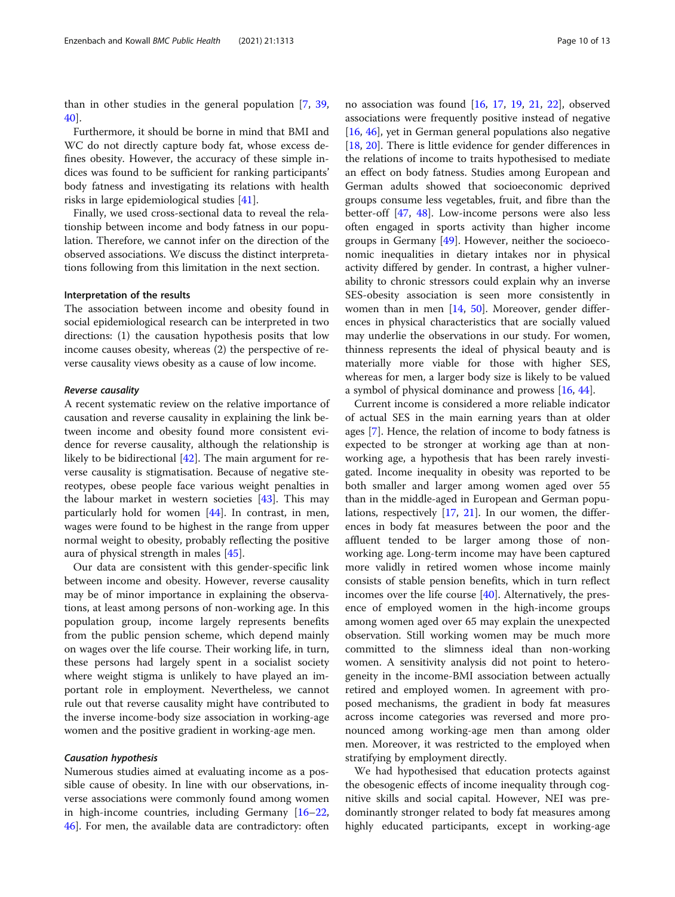than in other studies in the general population [7, 39, 40].

Furthermore, it should be borne in mind that BMI and WC do not directly capture body fat, whose excess defines obesity. However, the accuracy of these simple indices was found to be sufficient for ranking participants' body fatness and investigating its relations with health risks in large epidemiological studies [41].

Finally, we used cross-sectional data to reveal the relationship between income and body fatness in our population. Therefore, we cannot infer on the direction of the observed associations. We discuss the distinct interpretations following from this limitation in the next section.

### Interpretation of the results

The association between income and obesity found in social epidemiological research can be interpreted in two directions: (1) the causation hypothesis posits that low income causes obesity, whereas (2) the perspective of reverse causality views obesity as a cause of low income.

#### *Reverse causality*

A recent systematic review on the relative importance of causation and reverse causality in explaining the link between income and obesity found more consistent evidence for reverse causality, although the relationship is likely to be bidirectional [42]. The main argument for reverse causality is stigmatisation. Because of negative stereotypes, obese people face various weight penalties in the labour market in western societies [43]. This may particularly hold for women [44]. In contrast, in men, wages were found to be highest in the range from upper normal weight to obesity, probably reflecting the positive aura of physical strength in males [45].

Our data are consistent with this gender-specific link between income and obesity. However, reverse causality may be of minor importance in explaining the observations, at least among persons of non-working age. In this population group, income largely represents benefits from the public pension scheme, which depend mainly on wages over the life course. Their working life, in turn, these persons had largely spent in a socialist society where weight stigma is unlikely to have played an important role in employment. Nevertheless, we cannot rule out that reverse causality might have contributed to the inverse income-body size association in working-age women and the positive gradient in working-age men.

#### *Causation hypothesis*

Numerous studies aimed at evaluating income as a possible cause of obesity. In line with our observations, inverse associations were commonly found among women in high-income countries, including Germany [16–22, 46]. For men, the available data are contradictory: often no association was found [16, 17, 19, 21, 22], observed associations were frequently positive instead of negative [16, 46], yet in German general populations also negative [18, 20]. There is little evidence for gender differences in the relations of income to traits hypothesised to mediate an effect on body fatness. Studies among European and German adults showed that socioeconomic deprived groups consume less vegetables, fruit, and fibre than the better-off [47, 48]. Low-income persons were also less often engaged in sports activity than higher income groups in Germany [49]. However, neither the socioeconomic inequalities in dietary intakes nor in physical activity differed by gender. In contrast, a higher vulnerability to chronic stressors could explain why an inverse SES-obesity association is seen more consistently in women than in men [14, 50]. Moreover, gender differences in physical characteristics that are socially valued may underlie the observations in our study. For women, thinness represents the ideal of physical beauty and is materially more viable for those with higher SES, whereas for men, a larger body size is likely to be valued a symbol of physical dominance and prowess [16, 44].

Current income is considered a more reliable indicator of actual SES in the main earning years than at older ages [7]. Hence, the relation of income to body fatness is expected to be stronger at working age than at non-working age, a hypothesis that has been rarely investigated. Income inequality in obesity was reported to be both smaller and larger among women aged over 55 than in the middle-aged in European and German populations, respectively [17, 21]. In our women, the differences in body fat measures between the poor and the affluent tended to be larger among those of non-working age. Long-term income may have been captured more validly in retired women whose income mainly consists of stable pension benefits, which in turn reflect incomes over the life course [40]. Alternatively, the presence of employed women in the high-income groups among women aged over 65 may explain the unexpected observation. Still working women may be much more committed to the slimness ideal than non-working women. A sensitivity analysis did not point to heterogeneity in the income-BMI association between actually retired and employed women. In agreement with proposed mechanisms, the gradient in body fat measures across income categories was reversed and more pronounced among working-age men than among older men. Moreover, it was restricted to the employed when stratifying by employment directly.

We had hypothesised that education protects against the obesogenic effects of income inequality through cognitive skills and social capital. However, NEI was predominantly stronger related to body fat measures among highly educated participants, except in working-age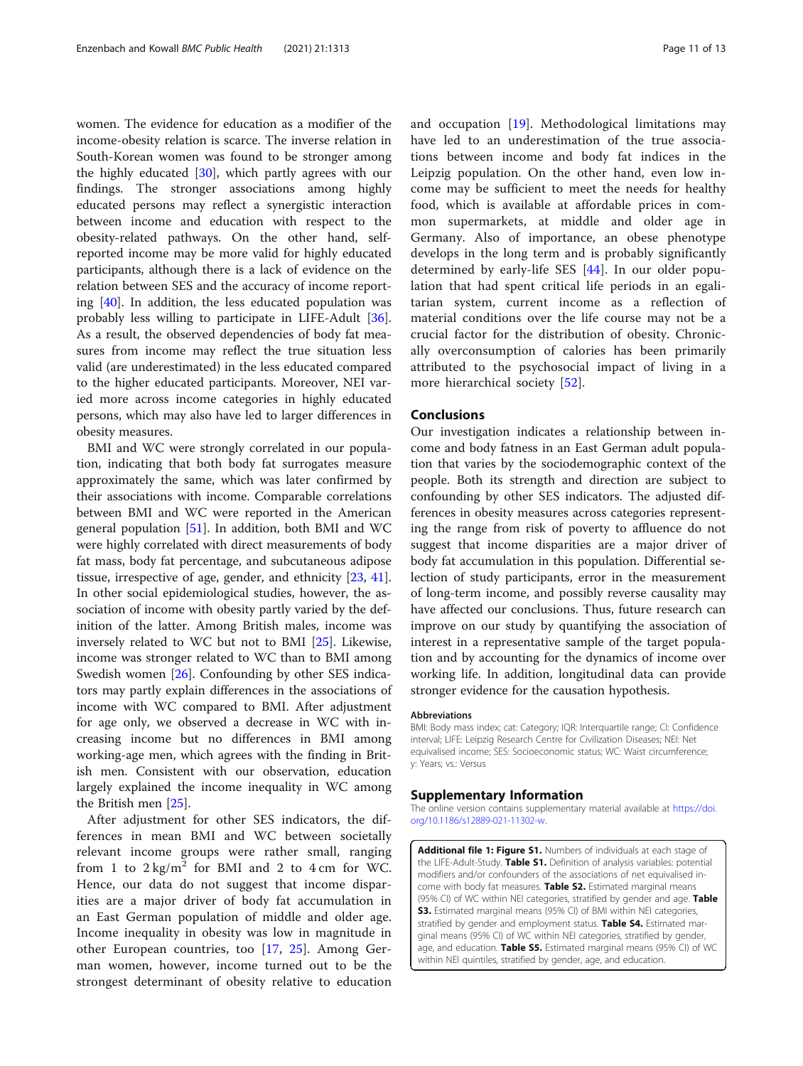women. The evidence for education as a modifier of the income-obesity relation is scarce. The inverse relation in South-Korean women was found to be stronger among the highly educated [30], which partly agrees with our findings. The stronger associations among highly educated persons may reflect a synergistic interaction between income and education with respect to the obesity-related pathways. On the other hand, self-reported income may be more valid for highly educated participants, although there is a lack of evidence on the relation between SES and the accuracy of income reporting [40]. In addition, the less educated population was probably less willing to participate in LIFE-Adult [36]. As a result, the observed dependencies of body fat measures from income may reflect the true situation less valid (are underestimated) in the less educated compared to the higher educated participants. Moreover, NEI varied more across income categories in highly educated persons, which may also have led to larger differences in obesity measures.

BMI and WC were strongly correlated in our population, indicating that both body fat surrogates measure approximately the same, which was later confirmed by their associations with income. Comparable correlations between BMI and WC were reported in the American general population [51]. In addition, both BMI and WC were highly correlated with direct measurements of body fat mass, body fat percentage, and subcutaneous adipose tissue, irrespective of age, gender, and ethnicity [23, 41]. In other social epidemiological studies, however, the association of income with obesity partly varied by the definition of the latter. Among British males, income was inversely related to WC but not to BMI [25]. Likewise, income was stronger related to WC than to BMI among Swedish women [26]. Confounding by other SES indicators may partly explain differences in the associations of income with WC compared to BMI. After adjustment for age only, we observed a decrease in WC with increasing income but no differences in BMI among working-age men, which agrees with the finding in British men. Consistent with our observation, education largely explained the income inequality in WC among the British men [25].

After adjustment for other SES indicators, the differences in mean BMI and WC between societally relevant income groups were rather small, ranging from 1 to 2 $kg/m^2$ for BMI and 2 to 4 cm for WC. Hence, our data do not suggest that income disparities are a major driver of body fat accumulation in an East German population of middle and older age. Income inequality in obesity was low in magnitude in other European countries, too [17, 25]. Among German women, however, income turned out to be the strongest determinant of obesity relative to education and occupation [19]. Methodological limitations may have led to an underestimation of the true associations between income and body fat indices in the Leipzig population. On the other hand, even low income may be sufficient to meet the needs for healthy food, which is available at affordable prices in common supermarkets, at middle and older age in Germany. Also of importance, an obese phenotype develops in the long term and is probably significantly determined by early-life SES [44]. In our older population that had spent critical life periods in an egalitarian system, current income as a reflection of material conditions over the life course may not be a crucial factor for the distribution of obesity. Chronically overconsumption of calories has been primarily attributed to the psychosocial impact of living in a more hierarchical society [52].

## Conclusions

Our investigation indicates a relationship between income and body fatness in an East German adult population that varies by the sociodemographic context of the people. Both its strength and direction are subject to confounding by other SES indicators. The adjusted differences in obesity measures across categories representing the range from risk of poverty to affluence do not suggest that income disparities are a major driver of body fat accumulation in this population. Differential selection of study participants, error in the measurement of long-term income, and possibly reverse causality may have affected our conclusions. Thus, future research can improve on our study by quantifying the association of interest in a representative sample of the target population and by accounting for the dynamics of income over working life. In addition, longitudinal data can provide stronger evidence for the causation hypothesis.

#### Abbreviations

BMI: Body mass index; cat: Category; IQR: Interquartile range; CI: Confidence interval; LIFE: Leipzig Research Centre for Civilization Diseases; NEI: Net equivalised income; SES: Socioeconomic status; WC: Waist circumference; y: Years; vs.: Versus

## Supplementary Information

The online version contains supplementary material available at https://doi.org/10.1186/s12889-021-11302-w.

**Additional file 1: Figure S1.** Numbers of individuals at each stage of the LIFE-Adult-Study. **Table S1.** Definition of analysis variables: potential modifiers and/or confounders of the associations of net equivalised income with body fat measures. **Table S2.** Estimated marginal means (95% CI) of WC within NEI categories, stratified by gender and age. **Table S3.** Estimated marginal means (95% CI) of BMI within NEI categories, stratified by gender and employment status. **Table S4.** Estimated marginal means (95% CI) of WC within NEI categories, stratified by gender, age, and education. **Table S5.** Estimated marginal means (95% CI) of WC within NEI quintiles, stratified by gender, age, and education.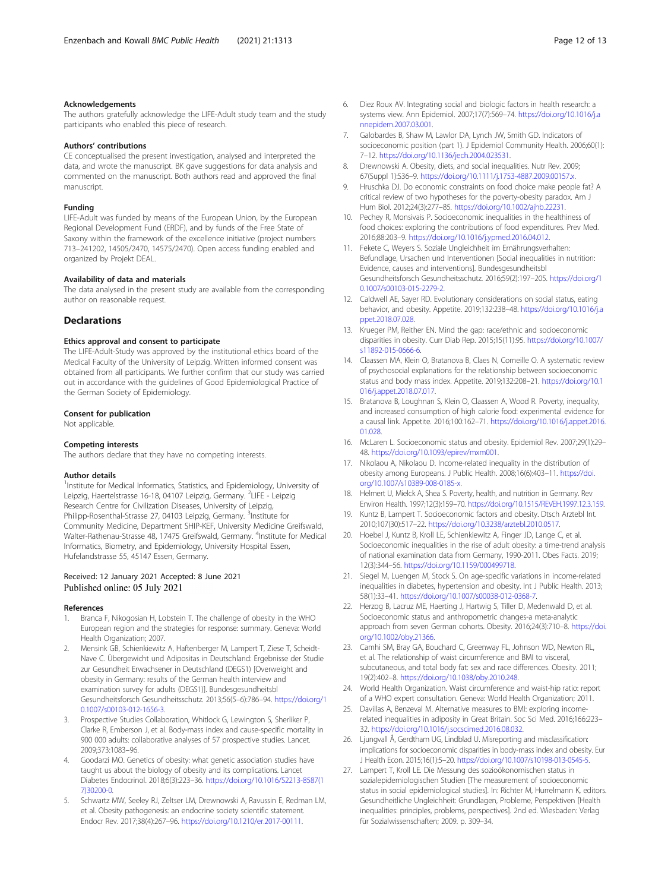### Acknowledgements

The authors gratefully acknowledge the LIFE-Adult study team and the study participants who enabled this piece of research.

### Authors' contributions

CE conceptualised the present investigation, analysed and interpreted the data, and wrote the manuscript. BK gave suggestions for data analysis and commented on the manuscript. Both authors read and approved the final manuscript.

### Funding

LIFE-Adult was funded by means of the European Union, by the European Regional Development Fund (ERDF), and by funds of the Free State of Saxony within the framework of the excellence initiative (project numbers 713–241202, 14505/2470, 14575/2470). Open access funding enabled and organized by Projekt DEAL.

### Availability of data and materials

The data analysed in the present study are available from the corresponding author on reasonable request.

## Declarations

### Ethics approval and consent to participate

The LIFE-Adult-Study was approved by the institutional ethics board of the Medical Faculty of the University of Leipzig. Written informed consent was obtained from all participants. We further confirm that our study was carried out in accordance with the guidelines of Good Epidemiological Practice of the German Society of Epidemiology.

### Consent for publication

Not applicable.

### Competing interests

The authors declare that they have no competing interests.

### Author details

[1]Institute for Medical Informatics, Statistics, and Epidemiology, University of Leipzig, Haertelstrasse 16-18, 04107 Leipzig, Germany. [2]LIFE - Leipzig Research Centre for Civilization Diseases, University of Leipzig, Philipp-Rosenthal-Strasse 27, 04103 Leipzig, Germany. [3]Institute for Community Medicine, Department SHIP-KEF, University Medicine Greifswald, Walter-Rathenau-Strasse 48, 17475 Greifswald, Germany. [4]Institute for Medical Informatics, Biometry, and Epidemiology, University Hospital Essen, Hufelandstrasse 55, 45147 Essen, Germany.

Received: 12 January 2021 Accepted: 8 June 2021
Published online: 05 July 2021

### References

1. Branca F, Nikogosian H, Lobstein T. The challenge of obesity in the WHO European region and the strategies for response: summary. Geneva: World Health Organization; 2007.
2. Mensink GB, Schienkiewitz A, Haftenberger M, Lampert T, Ziese T, Scheidt-Nave C. Übergewicht und Adipositas in Deutschland: Ergebnisse der Studie zur Gesundheit Erwachsener in Deutschland (DEGS1) [Overweight and obesity in Germany: results of the German health interview and examination survey for adults (DEGS1)]. Bundesgesundheitsbl Gesundheitsforsch Gesundheitsschutz. 2013;56(5–6):786–94. https://doi.org/10.1007/s00103-012-1656-3.
3. Prospective Studies Collaboration, Whitlock G, Lewington S, Sherliker P, Clarke R, Emberson J, et al. Body-mass index and cause-specific mortality in 900 000 adults: collaborative analyses of 57 prospective studies. Lancet. 2009;373:1083–96.
4. Goodarzi MO. Genetics of obesity: what genetic association studies have taught us about the biology of obesity and its complications. Lancet Diabetes Endocrinol. 2018;6(3):223–36. https://doi.org/10.1016/S2213-8587(17)30200-0.
5. Schwartz MW, Seeley RJ, Zeltser LM, Drewnowski A, Ravussin E, Redman LM, et al. Obesity pathogenesis: an endocrine society scientific statement. Endocr Rev. 2017;38(4):267–96. https://doi.org/10.1210/er.2017-00111.
6. Diez Roux AV. Integrating social and biologic factors in health research: a systems view. Ann Epidemiol. 2007;17(7):569–74. https://doi.org/10.1016/j.annepidem.2007.03.001.
7. Galobardes B, Shaw M, Lawlor DA, Lynch JW, Smith GD. Indicators of socioeconomic position (part 1). J Epidemiol Community Health. 2006;60(1):7–12. https://doi.org/10.1136/jech.2004.023531.
8. Drewnowski A. Obesity, diets, and social inequalities. Nutr Rev. 2009;67(Suppl 1):S36–9. https://doi.org/10.1111/j.1753-4887.2009.00157.x.
9. Hruschka DJ. Do economic constraints on food choice make people fat? A critical review of two hypotheses for the poverty-obesity paradox. Am J Hum Biol. 2012;24(3):277–85. https://doi.org/10.1002/ajhb.22231.
10. Pechey R, Monsivais P. Socioeconomic inequalities in the healthiness of food choices: exploring the contributions of food expenditures. Prev Med. 2016;88:203–9. https://doi.org/10.1016/j.ypmed.2016.04.012.
11. Fekete C, Weyers S. Soziale Ungleichheit im Ernährungsverhalten: Befundlage, Ursachen und Interventionen [Social inequalities in nutrition: Evidence, causes and interventions]. Bundesgesundheitsbl Gesundheitsforsch Gesundheitsschutz. 2016;59(2):197–205. https://doi.org/10.1007/s00103-015-2279-2.
12. Caldwell AE, Sayer RD. Evolutionary considerations on social status, eating behavior, and obesity. Appetite. 2019;132:238–48. https://doi.org/10.1016/j.appet.2018.07.028.
13. Krueger PM, Reither EN. Mind the gap: race/ethnic and socioeconomic disparities in obesity. Curr Diab Rep. 2015;15(11):95. https://doi.org/10.1007/s11892-015-0666-6.
14. Claassen MA, Klein O, Bratanova B, Claes N, Corneille O. A systematic review of psychosocial explanations for the relationship between socioeconomic status and body mass index. Appetite. 2019;132:208–21. https://doi.org/10.1016/j.appet.2018.07.017.
15. Bratanova B, Loughnan S, Klein O, Claassen A, Wood R. Poverty, inequality, and increased consumption of high calorie food: experimental evidence for a causal link. Appetite. 2016;100:162–71. https://doi.org/10.1016/j.appet.2016.01.028.
16. McLaren L. Socioeconomic status and obesity. Epidemiol Rev. 2007;29(1):29–48. https://doi.org/10.1093/epirev/mxm001.
17. Nikolaou A, Nikolaou D. Income-related inequality in the distribution of obesity among Europeans. J Public Health. 2008;16(6):403–11. https://doi.org/10.1007/s10389-008-0185-x.
18. Helmert U, Mielck A, Shea S. Poverty, health, and nutrition in Germany. Rev Environ Health. 1997;12(3):159–70. https://doi.org/10.1515/REVEH.1997.12.3.159.
19. Kuntz B, Lampert T. Socioeconomic factors and obesity. Dtsch Arztebl Int. 2010;107(30):517–22. https://doi.org/10.3238/arztebl.2010.0517.
20. Hoebel J, Kuntz B, Kroll LE, Schienkiewitz A, Finger JD, Lange C, et al. Socioeconomic inequalities in the rise of adult obesity: a time-trend analysis of national examination data from Germany, 1990-2011. Obes Facts. 2019;12(3):344–56. https://doi.org/10.1159/000499718.
21. Siegel M, Luengen M, Stock S. On age-specific variations in income-related inequalities in diabetes, hypertension and obesity. Int J Public Health. 2013;58(1):33–41. https://doi.org/10.1007/s00038-012-0368-7.
22. Herzog B, Lacruz ME, Haerting J, Hartwig S, Tiller D, Medenwald D, et al. Socioeconomic status and anthropometric changes-a meta-analytic approach from seven German cohorts. Obesity. 2016;24(3):710–8. https://doi.org/10.1002/oby.21366.
23. Camhi SM, Bray GA, Bouchard C, Greenway FL, Johnson WD, Newton RL, et al. The relationship of waist circumference and BMI to visceral, subcutaneous, and total body fat: sex and race differences. Obesity. 2011;19(2):402–8. https://doi.org/10.1038/oby.2010.248.
24. World Health Organization. Waist circumference and waist-hip ratio: report of a WHO expert consultation. Geneva: World Health Organization; 2011.
25. Davillas A, Benzeval M. Alternative measures to BMI: exploring income-related inequalities in adiposity in Great Britain. Soc Sci Med. 2016;166:223–32. https://doi.org/10.1016/j.socscimed.2016.08.032.
26. Ljungvall Å, Gerdtham UG, Lindblad U. Misreporting and misclassification: implications for socioeconomic disparities in body-mass index and obesity. Eur J Health Econ. 2015;16(1):5–20. https://doi.org/10.1007/s10198-013-0545-5.
27. Lampert T, Kroll LE. Die Messung des sozioökonomischen Status in sozialepidemiologischen Studien [The measurement of socioeconomic status in social epidemiological studies]. In: Richter M, Hurrelmann K, editors. Gesundheitliche Ungleichheit: Grundlagen, Probleme, Perspektiven [Health inequalities: principles, problems, perspectives]. 2nd ed. Wiesbaden: Verlag für Sozialwissenschaften; 2009. p. 309–34.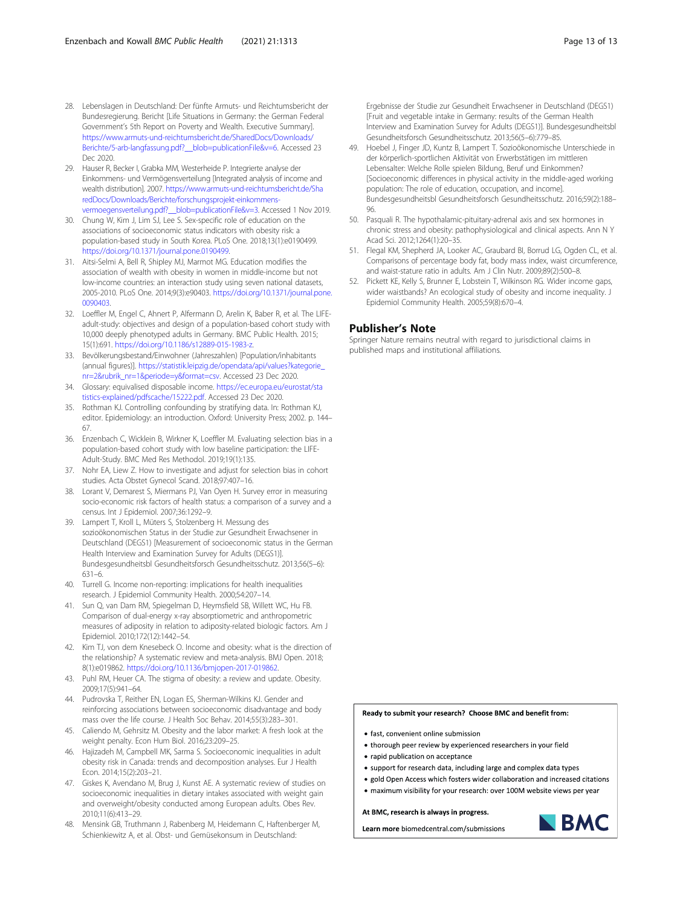28. Lebenslagen in Deutschland: Der fünfte Armuts- und Reichtumsbericht der Bundesregierung. Bericht [Life Situations in Germany: the German Federal Government's 5th Report on Poverty and Wealth. Executive Summary]. https://www.armuts-und-reichtumsbericht.de/SharedDocs/Downloads/Berichte/5-arb-langfassung.pdf?__blob=publicationFile&v=6. Accessed 23 Dec 2020.
29. Hauser R, Becker I, Grabka MM, Westerheide P. Integrierte analyse der Einkommens- und Vermögensverteilung [Integrated analysis of income and wealth distribution]. 2007. https://www.armuts-und-reichtumsbericht.de/SharedDocs/Downloads/Berichte/forschungsprojekt-einkommens-vermoegensverteilung.pdf?__blob=publicationFile&v=3. Accessed 1 Nov 2019.
30. Chung W, Kim J, Lim SJ, Lee S. Sex-specific role of education on the associations of socioeconomic status indicators with obesity risk: a population-based study in South Korea. PLoS One. 2018;13(1):e0190499. https://doi.org/10.1371/journal.pone.0190499.
31. Aitsi-Selmi A, Bell R, Shipley MJ, Marmot MG. Education modifies the association of wealth with obesity in women in middle-income but not low-income countries: an interaction study using seven national datasets, 2005-2010. PLoS One. 2014;9(3):e90403. https://doi.org/10.1371/journal.pone.0090403.
32. Loeffler M, Engel C, Ahnert P, Alfermann D, Arelin K, Baber R, et al. The LIFE-adult-study: objectives and design of a population-based cohort study with 10,000 deeply phenotyped adults in Germany. BMC Public Health. 2015;15(1):691. https://doi.org/10.1186/s12889-015-1983-z.
33. Bevölkerungsbestand/Einwohner (Jahreszahlen) [Population/inhabitants (annual figures)]. https://statistik.leipzig.de/opendata/api/values?kategorie_nr=2&rubrik_nr=1&periode=y&format=csv. Accessed 23 Dec 2020.
34. Glossary: equivalised disposable income. https://ec.europa.eu/eurostat/statistics-explained/pdfscache/15222.pdf. Accessed 23 Dec 2020.
35. Rothman KJ. Controlling confounding by stratifying data. In: Rothman KJ, editor. Epidemiology: an introduction. Oxford: University Press; 2002. p. 144–67.
36. Enzenbach C, Wicklein B, Wirkner K, Loeffler M. Evaluating selection bias in a population-based cohort study with low baseline participation: the LIFE-Adult-Study. BMC Med Res Methodol. 2019;19(1):135.
37. Nohr EA, Liew Z. How to investigate and adjust for selection bias in cohort studies. Acta Obstet Gynecol Scand. 2018;97:407–16.
38. Lorant V, Demarest S, Miermans PJ, Van Oyen H. Survey error in measuring socio-economic risk factors of health status: a comparison of a survey and a census. Int J Epidemiol. 2007;36:1292–9.
39. Lampert T, Kroll L, Müters S, Stolzenberg H. Messung des sozioökonomischen Status in der Studie zur Gesundheit Erwachsener in Deutschland (DEGS1) [Measurement of socioeconomic status in the German Health Interview and Examination Survey for Adults (DEGS1)]. Bundesgesundheitsbl Gesundheitsforsch Gesundheitsschutz. 2013;56(5–6):631–6.
40. Turrell G. Income non-reporting: implications for health inequalities research. J Epidemiol Community Health. 2000;54:207–14.
41. Sun Q, van Dam RM, Spiegelman D, Heymsfield SB, Willett WC, Hu FB. Comparison of dual-energy x-ray absorptiometric and anthropometric measures of adiposity in relation to adiposity-related biologic factors. Am J Epidemiol. 2010;172(12):1442–54.
42. Kim TJ, von dem Knesebeck O. Income and obesity: what is the direction of the relationship? A systematic review and meta-analysis. BMJ Open. 2018;8(1):e019862. https://doi.org/10.1136/bmjopen-2017-019862.
43. Puhl RM, Heuer CA. The stigma of obesity: a review and update. Obesity. 2009;17(5):941–64.
44. Pudrovska T, Reither EN, Logan ES, Sherman-Wilkins KJ. Gender and reinforcing associations between socioeconomic disadvantage and body mass over the life course. J Health Soc Behav. 2014;55(3):283–301.
45. Caliendo M, Gehrsitz M. Obesity and the labor market: A fresh look at the weight penalty. Econ Hum Biol. 2016;23:209–25.
46. Hajizadeh M, Campbell MK, Sarma S. Socioeconomic inequalities in adult obesity risk in Canada: trends and decomposition analyses. Eur J Health Econ. 2014;15(2):203–21.
47. Giskes K, Avendano M, Brug J, Kunst AE. A systematic review of studies on socioeconomic inequalities in dietary intakes associated with weight gain and overweight/obesity conducted among European adults. Obes Rev. 2010;11(6):413–29.
48. Mensink GB, Truthmann J, Rabenberg M, Heidemann C, Haftenberger M, Schienkiewitz A, et al. Obst- und Gemüsekonsum in Deutschland: Ergebnisse der Studie zur Gesundheit Erwachsener in Deutschland (DEGS1) [Fruit and vegetable intake in Germany: results of the German Health Interview and Examination Survey for Adults (DEGS1)]. Bundesgesundheitsbl Gesundheitsforsch Gesundheitsschutz. 2013;56(5–6):779–85.
49. Hoebel J, Finger JD, Kuntz B, Lampert T. Sozioökonomische Unterschiede in der körperlich-sportlichen Aktivität von Erwerbstätigen im mittleren Lebensalter: Welche Rolle spielen Bildung, Beruf und Einkommen? [Socioeconomic differences in physical activity in the middle-aged working population: The role of education, occupation, and income]. Bundesgesundheitsbl Gesundheitsforsch Gesundheitsschutz. 2016;59(2):188–96.
50. Pasquali R. The hypothalamic-pituitary-adrenal axis and sex hormones in chronic stress and obesity: pathophysiological and clinical aspects. Ann N Y Acad Sci. 2012;1264(1):20–35.
51. Flegal KM, Shepherd JA, Looker AC, Graubard BI, Borrud LG, Ogden CL, et al. Comparisons of percentage body fat, body mass index, waist circumference, and waist-stature ratio in adults. Am J Clin Nutr. 2009;89(2):500–8.
52. Pickett KE, Kelly S, Brunner E, Lobstein T, Wilkinson RG. Wider income gaps, wider waistbands? An ecological study of obesity and income inequality. J Epidemiol Community Health. 2005;59(8):670–4.

## Publisher's Note

Springer Nature remains neutral with regard to jurisdictional claims in published maps and institutional affiliations.

**Ready to submit your research? Choose BMC and benefit from:**

- fast, convenient online submission
- thorough peer review by experienced researchers in your field
- rapid publication on acceptance
- support for research data, including large and complex data types
- gold Open Access which fosters wider collaboration and increased citations
- maximum visibility for your research: over 100M website views per year

**At BMC, research is always in progress.**

**Learn more** biomedcentral.com/submissions

BMC